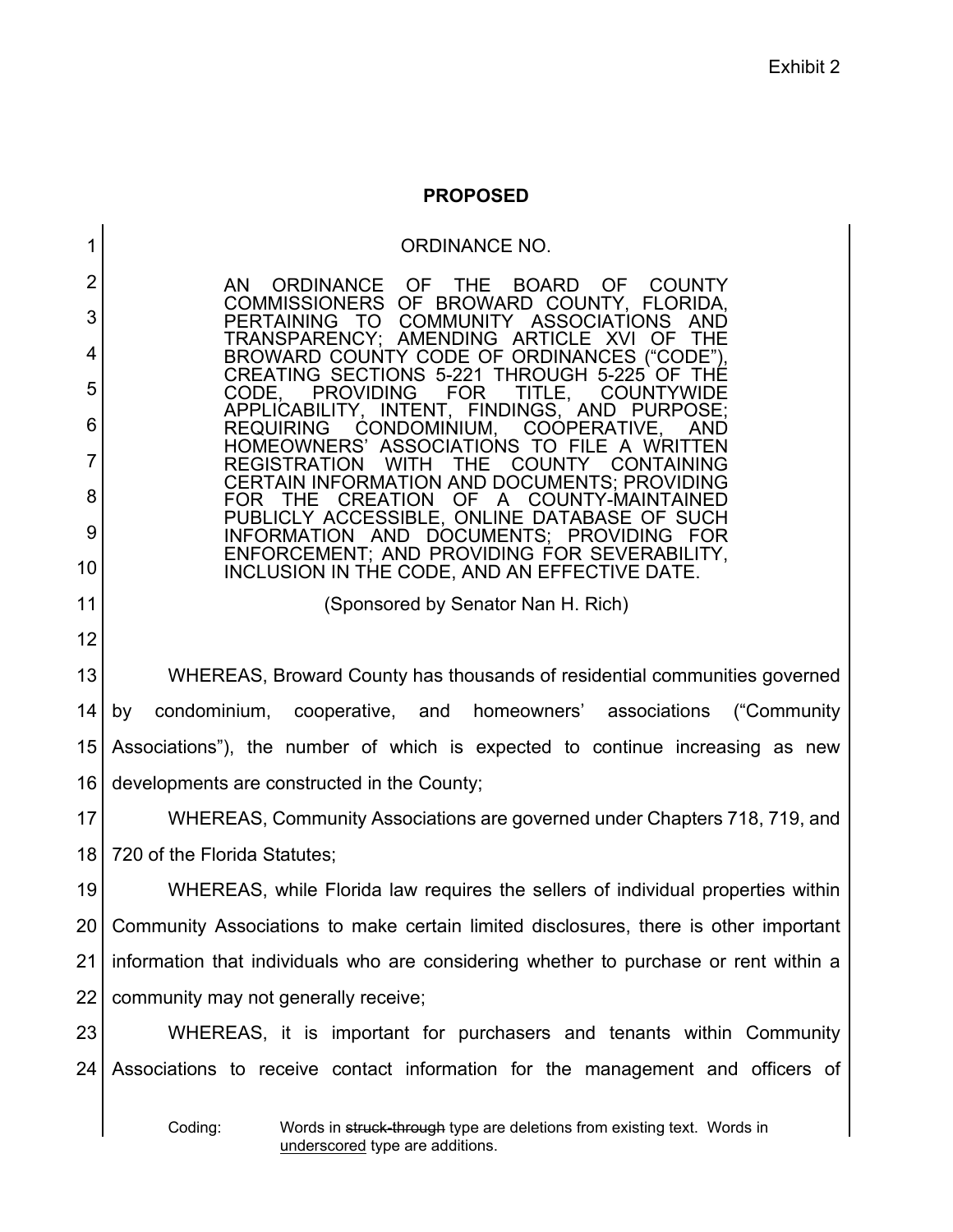Exhibit 2

**PROPOSED**

ORDINANCE NO.

AN ORDINANCE OF THE BOARD OF COUNTY COMMISSIONERS OF BROWARD COUNTY, FLORIDA, PERTAINING TO COMMUNITY ASSOCIATIONS AND TRANSPARENCY; AMENDING ARTICLE XVI OF THE BROWARD COUNTY CODE OF ORDINANCES ("CODE"), CREATING SECTIONS 5-221 THROUGH 5-225 OF THE CODE, PROVIDING FOR TITLE, COUNTYWIDE APPLICABILITY, INTENT, FINDINGS, AND PURPOSE; REQUIRING CONDOMINIUM, COOPERATIVE, AND HOMEOWNERS' ASSOCIATIONS TO FILE A WRITTEN REGISTRATION WITH THE COUNTY CONTAINING CERTAIN INFORMATION AND DOCUMENTS; PROVIDING FOR THE CREATION OF A COUNTY-MAINTAINED PUBLICLY ACCESSIBLE, ONLINE DATABASE OF SUCH INFORMATION AND DOCUMENTS; PROVIDING FOR ENFORCEMENT; AND PROVIDING FOR SEVERABILITY, INCLUSION IN THE CODE, AND AN EFFECTIVE DATE.

(Sponsored by Senator Nan H. Rich)

WHEREAS, Broward County has thousands of residential communities governed by condominium, cooperative, and homeowners' associations ("Community Associations"), the number of which is expected to continue increasing as new developments are constructed in the County;

WHEREAS, Community Associations are governed under Chapters 718, 719, and 720 of the Florida Statutes;

WHEREAS, while Florida law requires the sellers of individual properties within Community Associations to make certain limited disclosures, there is other important information that individuals who are considering whether to purchase or rent within a community may not generally receive;

WHEREAS, it is important for purchasers and tenants within Community Associations to receive contact information for the management and officers of

Coding: Words in ~~struck-through~~ type are deletions from existing text. Words in underscored type are additions.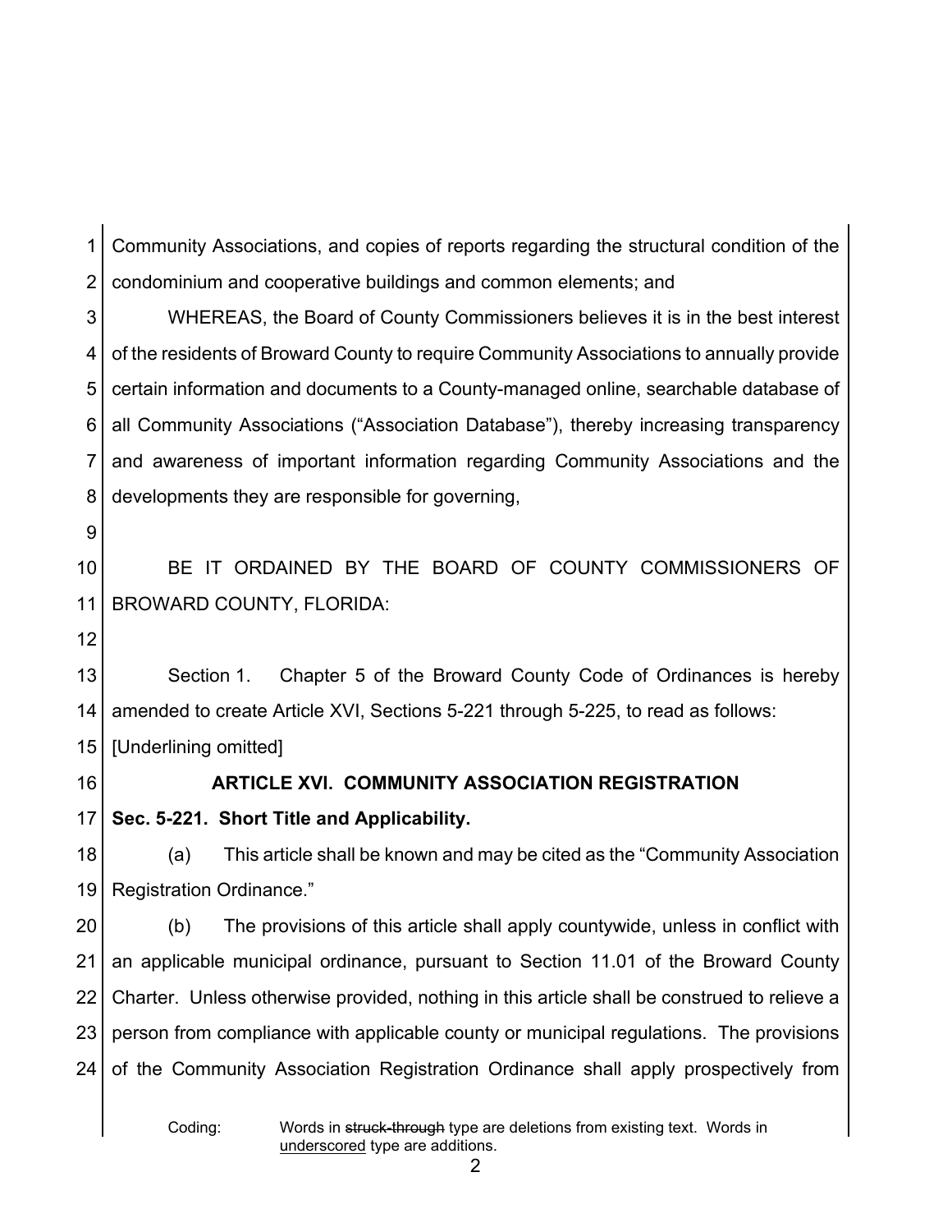Community Associations, and copies of reports regarding the structural condition of the condominium and cooperative buildings and common elements; and

WHEREAS, the Board of County Commissioners believes it is in the best interest of the residents of Broward County to require Community Associations to annually provide certain information and documents to a County-managed online, searchable database of all Community Associations ("Association Database"), thereby increasing transparency and awareness of important information regarding Community Associations and the developments they are responsible for governing,

BE IT ORDAINED BY THE BOARD OF COUNTY COMMISSIONERS OF BROWARD COUNTY, FLORIDA:

Section 1. Chapter 5 of the Broward County Code of Ordinances is hereby amended to create Article XVI, Sections 5-221 through 5-225, to read as follows: [Underlining omitted]

## ARTICLE XVI. COMMUNITY ASSOCIATION REGISTRATION

**Sec. 5-221. Short Title and Applicability.**

(a) This article shall be known and may be cited as the "Community Association Registration Ordinance."

(b) The provisions of this article shall apply countywide, unless in conflict with an applicable municipal ordinance, pursuant to Section 11.01 of the Broward County Charter. Unless otherwise provided, nothing in this article shall be construed to relieve a person from compliance with applicable county or municipal regulations. The provisions of the Community Association Registration Ordinance shall apply prospectively from

Coding: Words in ~~struck-through~~ type are deletions from existing text. Words in <u>underscored</u> type are additions.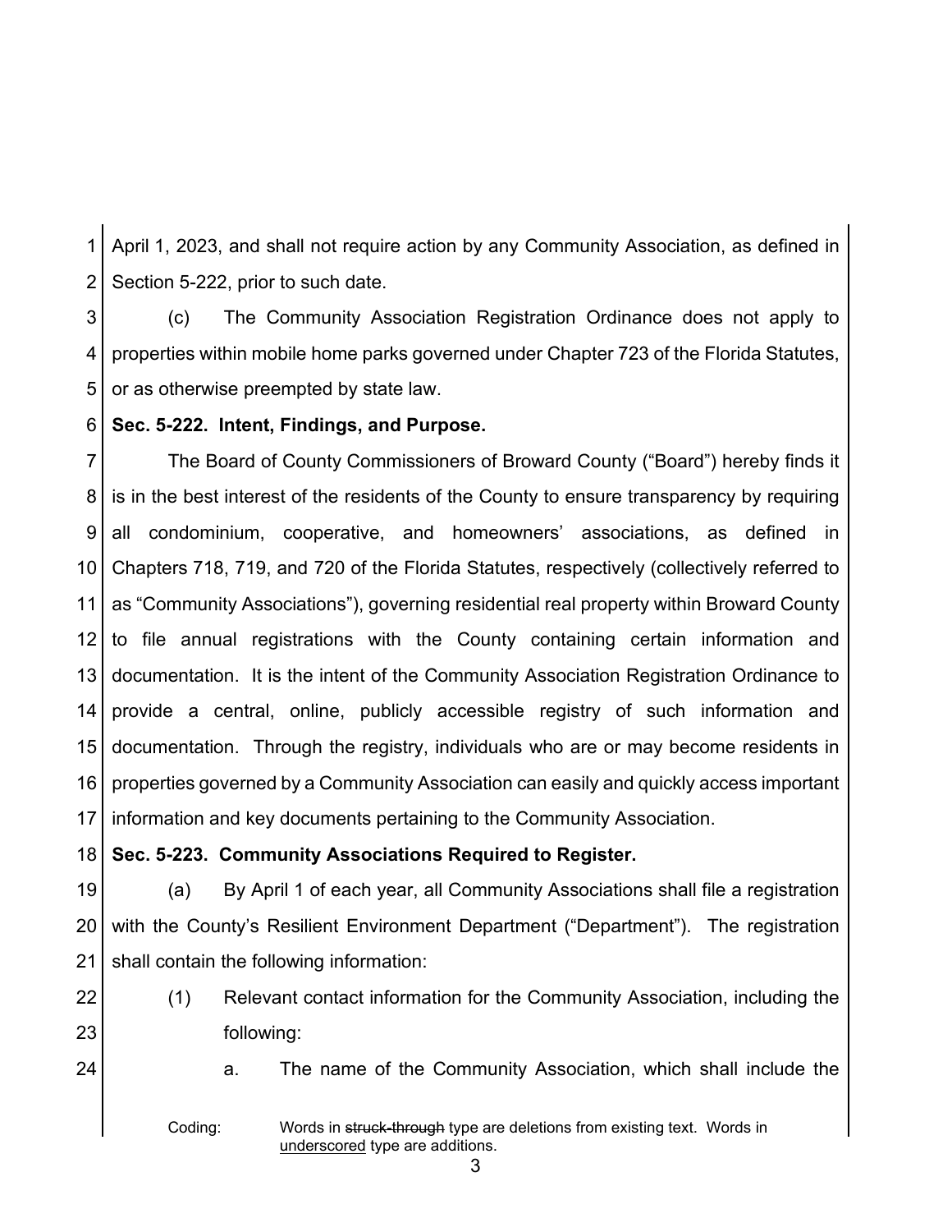April 1, 2023, and shall not require action by any Community Association, as defined in Section 5-222, prior to such date.

(c) The Community Association Registration Ordinance does not apply to properties within mobile home parks governed under Chapter 723 of the Florida Statutes, or as otherwise preempted by state law.

**Sec. 5-222. Intent, Findings, and Purpose.**

The Board of County Commissioners of Broward County ("Board") hereby finds it is in the best interest of the residents of the County to ensure transparency by requiring all condominium, cooperative, and homeowners' associations, as defined in Chapters 718, 719, and 720 of the Florida Statutes, respectively (collectively referred to as "Community Associations"), governing residential real property within Broward County to file annual registrations with the County containing certain information and documentation. It is the intent of the Community Association Registration Ordinance to provide a central, online, publicly accessible registry of such information and documentation. Through the registry, individuals who are or may become residents in properties governed by a Community Association can easily and quickly access important information and key documents pertaining to the Community Association.

**Sec. 5-223. Community Associations Required to Register.**

(a) By April 1 of each year, all Community Associations shall file a registration with the County's Resilient Environment Department ("Department"). The registration shall contain the following information:

(1) Relevant contact information for the Community Association, including the following:

a. The name of the Community Association, which shall include the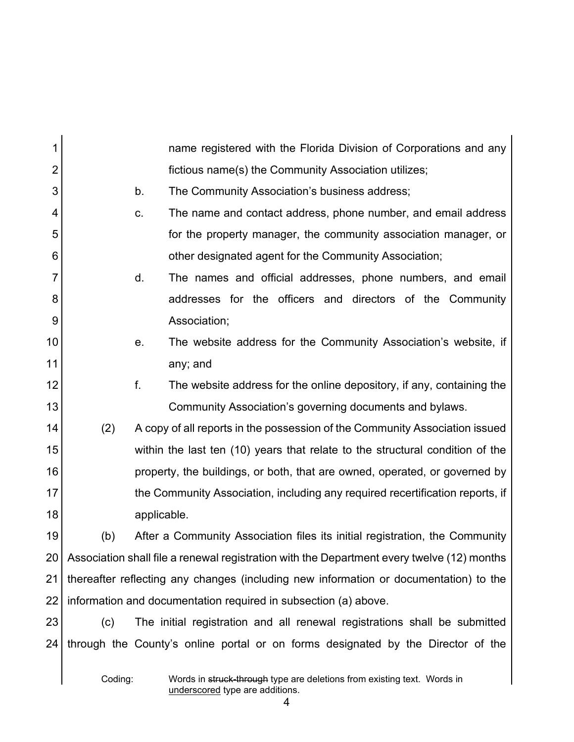name registered with the Florida Division of Corporations and any fictious name(s) the Community Association utilizes;

b. The Community Association's business address;

c. The name and contact address, phone number, and email address for the property manager, the community association manager, or other designated agent for the Community Association;

d. The names and official addresses, phone numbers, and email addresses for the officers and directors of the Community Association;

e. The website address for the Community Association's website, if any; and

f. The website address for the online depository, if any, containing the Community Association's governing documents and bylaws.

(2) A copy of all reports in the possession of the Community Association issued within the last ten (10) years that relate to the structural condition of the property, the buildings, or both, that are owned, operated, or governed by the Community Association, including any required recertification reports, if applicable.

(b) After a Community Association files its initial registration, the Community Association shall file a renewal registration with the Department every twelve (12) months thereafter reflecting any changes (including new information or documentation) to the information and documentation required in subsection (a) above.

(c) The initial registration and all renewal registrations shall be submitted through the County's online portal or on forms designated by the Director of the

Coding: Words in ~~struck-through~~ type are deletions from existing text. Words in <u>underscored</u> type are additions.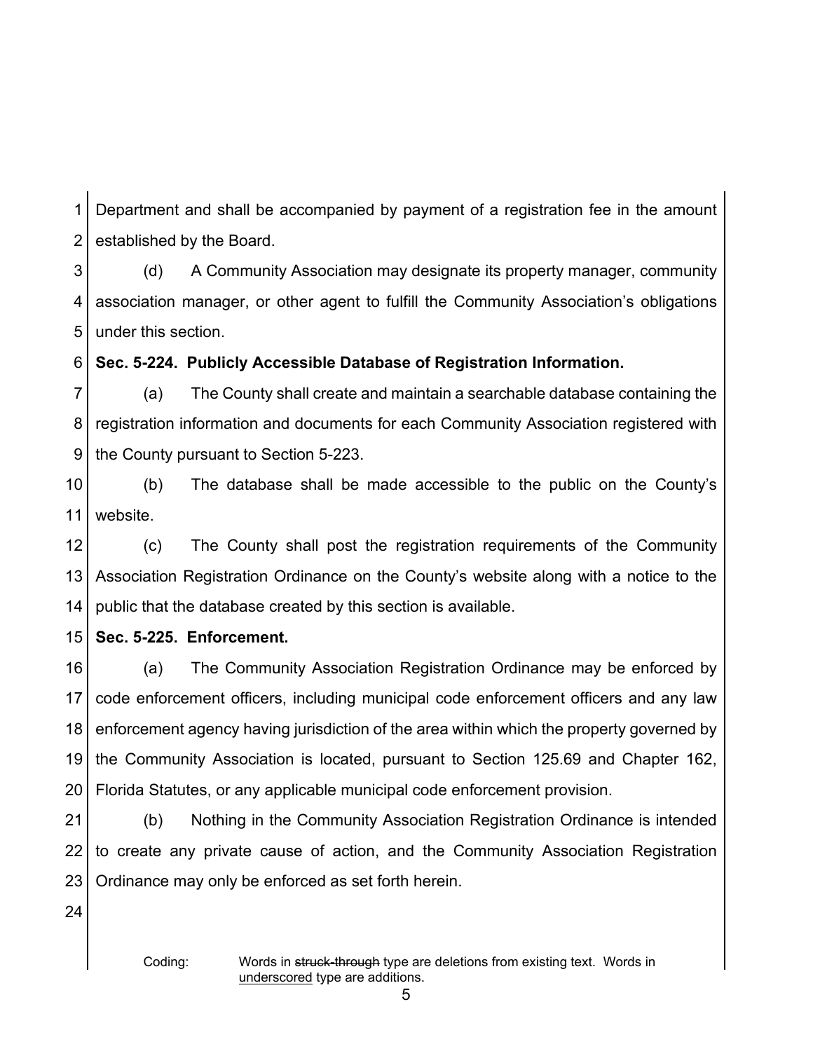Department and shall be accompanied by payment of a registration fee in the amount established by the Board.

(d) A Community Association may designate its property manager, community association manager, or other agent to fulfill the Community Association's obligations under this section.

**Sec. 5-224. Publicly Accessible Database of Registration Information.**

(a) The County shall create and maintain a searchable database containing the registration information and documents for each Community Association registered with the County pursuant to Section 5-223.

(b) The database shall be made accessible to the public on the County's website.

(c) The County shall post the registration requirements of the Community Association Registration Ordinance on the County's website along with a notice to the public that the database created by this section is available.

**Sec. 5-225. Enforcement.**

(a) The Community Association Registration Ordinance may be enforced by code enforcement officers, including municipal code enforcement officers and any law enforcement agency having jurisdiction of the area within which the property governed by the Community Association is located, pursuant to Section 125.69 and Chapter 162, Florida Statutes, or any applicable municipal code enforcement provision.

(b) Nothing in the Community Association Registration Ordinance is intended to create any private cause of action, and the Community Association Registration Ordinance may only be enforced as set forth herein.

Coding: Words in ~~struck-through~~ type are deletions from existing text. Words in underscored type are additions.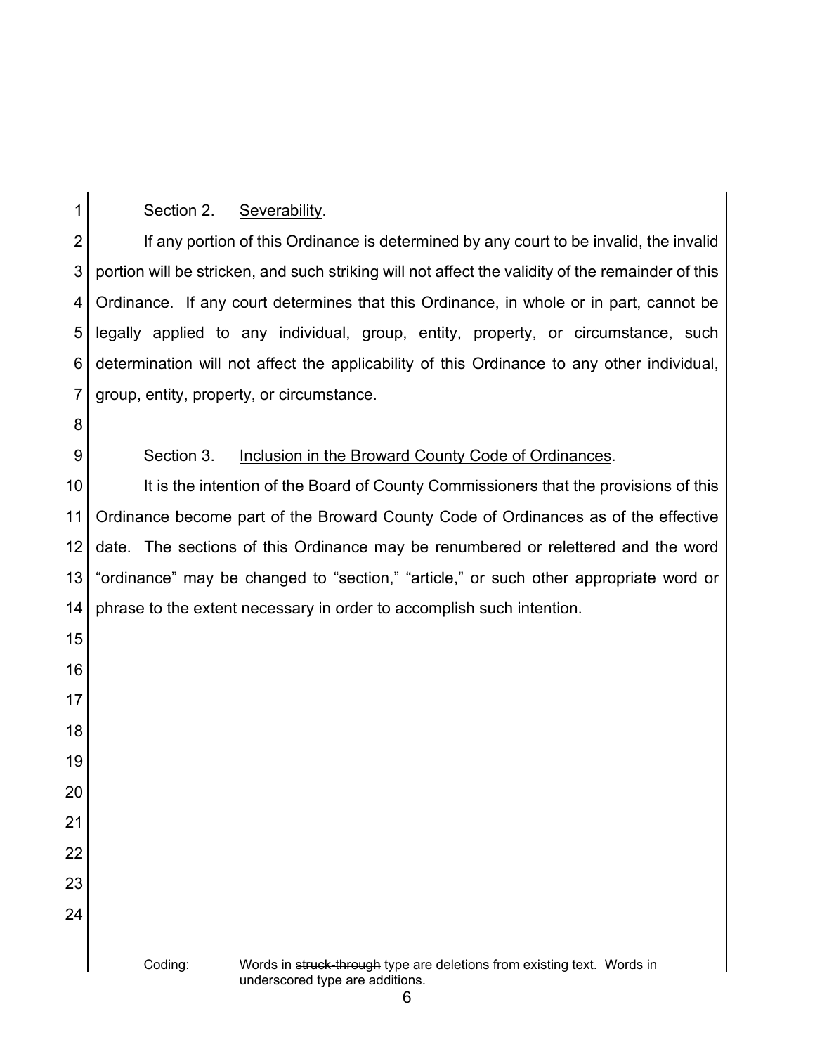Section 2. Severability.

If any portion of this Ordinance is determined by any court to be invalid, the invalid portion will be stricken, and such striking will not affect the validity of the remainder of this Ordinance. If any court determines that this Ordinance, in whole or in part, cannot be legally applied to any individual, group, entity, property, or circumstance, such determination will not affect the applicability of this Ordinance to any other individual, group, entity, property, or circumstance.

Section 3. Inclusion in the Broward County Code of Ordinances.

It is the intention of the Board of County Commissioners that the provisions of this Ordinance become part of the Broward County Code of Ordinances as of the effective date. The sections of this Ordinance may be renumbered or relettered and the word "ordinance" may be changed to "section," "article," or such other appropriate word or phrase to the extent necessary in order to accomplish such intention.

Coding: Words in ~~struck-through~~ type are deletions from existing text. Words in underscored type are additions.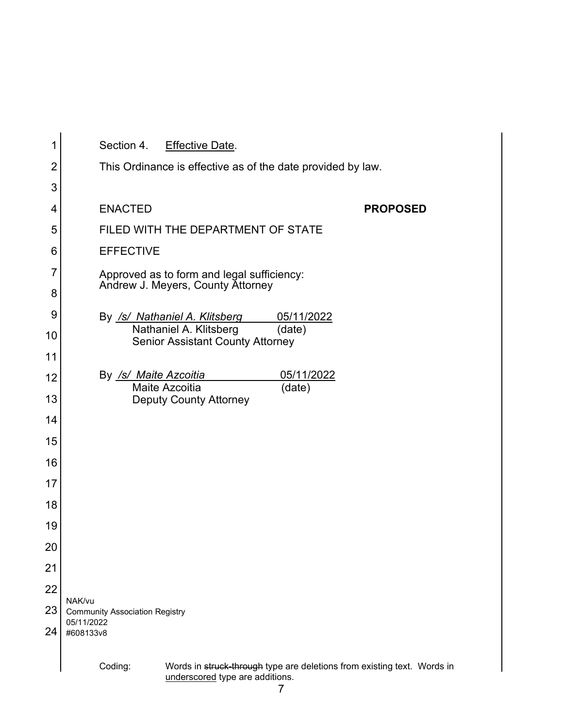Section 4. Effective Date.

This Ordinance is effective as of the date provided by law.

ENACTED **PROPOSED**

FILED WITH THE DEPARTMENT OF STATE

EFFECTIVE

Approved as to form and legal sufficiency:
Andrew J. Meyers, County Attorney

By */s/ Nathaniel A. Klitsberg* 05/11/2022
Nathaniel A. Klitsberg (date)
Senior Assistant County Attorney

By */s/ Maite Azcoitia* 05/11/2022
Maite Azcoitia (date)
Deputy County Attorney

NAK/vu
Community Association Registry
05/11/2022
#608133v8

Coding: Words in ~~struck-through~~ type are deletions from existing text. Words in underscored type are additions.